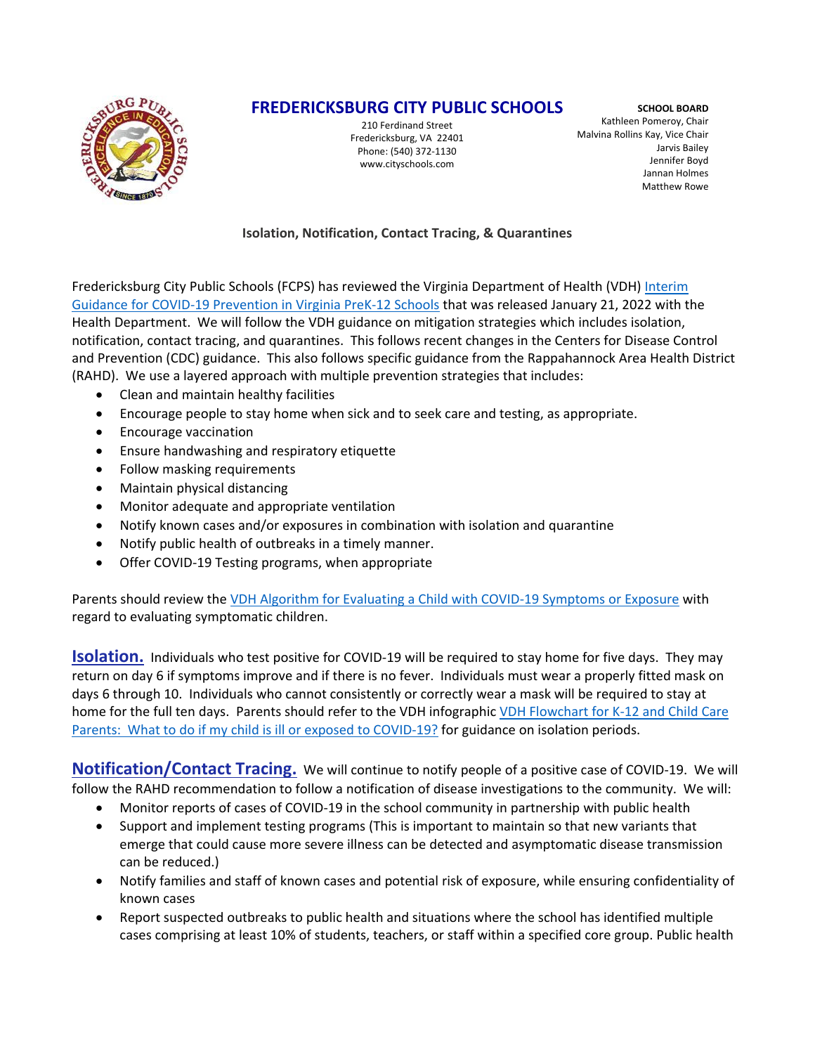# FREDERICKSBURG CITY PUBLIC SCHOOLS

210 Ferdinand Street
Fredericksburg, VA 22401
Phone: (540) 372-1130
www.cityschools.com

**SCHOOL BOARD**
Kathleen Pomeroy, Chair
Malvina Rollins Kay, Vice Chair
Jarvis Bailey
Jennifer Boyd
Jannan Holmes
Matthew Rowe

## Isolation, Notification, Contact Tracing, & Quarantines

Fredericksburg City Public Schools (FCPS) has reviewed the Virginia Department of Health (VDH) Interim Guidance for COVID-19 Prevention in Virginia PreK-12 Schools that was released January 21, 2022 with the Health Department. We will follow the VDH guidance on mitigation strategies which includes isolation, notification, contact tracing, and quarantines. This follows recent changes in the Centers for Disease Control and Prevention (CDC) guidance. This also follows specific guidance from the Rappahannock Area Health District (RAHD). We use a layered approach with multiple prevention strategies that includes:

- Clean and maintain healthy facilities
- Encourage people to stay home when sick and to seek care and testing, as appropriate.
- Encourage vaccination
- Ensure handwashing and respiratory etiquette
- Follow masking requirements
- Maintain physical distancing
- Monitor adequate and appropriate ventilation
- Notify known cases and/or exposures in combination with isolation and quarantine
- Notify public health of outbreaks in a timely manner.
- Offer COVID-19 Testing programs, when appropriate

Parents should review the VDH Algorithm for Evaluating a Child with COVID-19 Symptoms or Exposure with regard to evaluating symptomatic children.

**Isolation.** Individuals who test positive for COVID-19 will be required to stay home for five days. They may return on day 6 if symptoms improve and if there is no fever. Individuals must wear a properly fitted mask on days 6 through 10. Individuals who cannot consistently or correctly wear a mask will be required to stay at home for the full ten days. Parents should refer to the VDH infographic VDH Flowchart for K-12 and Child Care Parents: What to do if my child is ill or exposed to COVID-19? for guidance on isolation periods.

**Notification/Contact Tracing.** We will continue to notify people of a positive case of COVID-19. We will follow the RAHD recommendation to follow a notification of disease investigations to the community. We will:

- Monitor reports of cases of COVID-19 in the school community in partnership with public health
- Support and implement testing programs (This is important to maintain so that new variants that emerge that could cause more severe illness can be detected and asymptomatic disease transmission can be reduced.)
- Notify families and staff of known cases and potential risk of exposure, while ensuring confidentiality of known cases
- Report suspected outbreaks to public health and situations where the school has identified multiple cases comprising at least 10% of students, teachers, or staff within a specified core group. Public health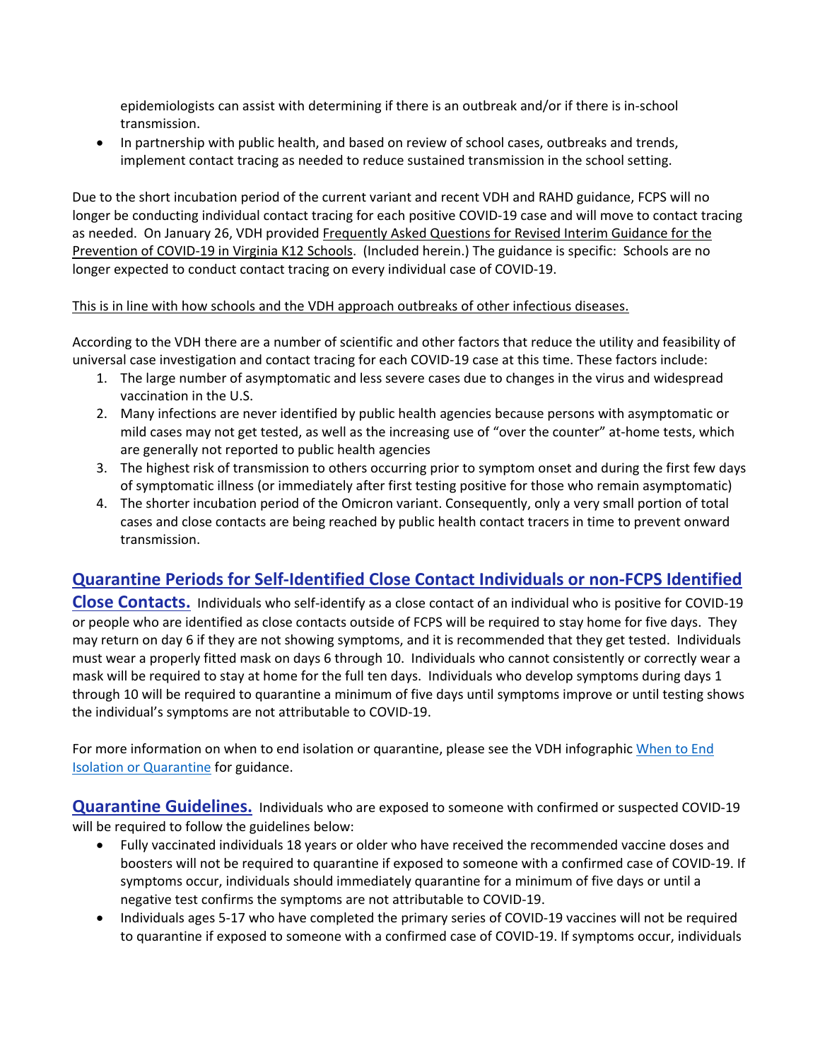epidemiologists can assist with determining if there is an outbreak and/or if there is in-school transmission.

- In partnership with public health, and based on review of school cases, outbreaks and trends, implement contact tracing as needed to reduce sustained transmission in the school setting.

Due to the short incubation period of the current variant and recent VDH and RAHD guidance, FCPS will no longer be conducting individual contact tracing for each positive COVID-19 case and will move to contact tracing as needed. On January 26, VDH provided Frequently Asked Questions for Revised Interim Guidance for the Prevention of COVID-19 in Virginia K12 Schools. (Included herein.) The guidance is specific: Schools are no longer expected to conduct contact tracing on every individual case of COVID-19.

This is in line with how schools and the VDH approach outbreaks of other infectious diseases.

According to the VDH there are a number of scientific and other factors that reduce the utility and feasibility of universal case investigation and contact tracing for each COVID-19 case at this time. These factors include:

1. The large number of asymptomatic and less severe cases due to changes in the virus and widespread vaccination in the U.S.
2. Many infections are never identified by public health agencies because persons with asymptomatic or mild cases may not get tested, as well as the increasing use of "over the counter" at-home tests, which are generally not reported to public health agencies
3. The highest risk of transmission to others occurring prior to symptom onset and during the first few days of symptomatic illness (or immediately after first testing positive for those who remain asymptomatic)
4. The shorter incubation period of the Omicron variant. Consequently, only a very small portion of total cases and close contacts are being reached by public health contact tracers in time to prevent onward transmission.

**Quarantine Periods for Self-Identified Close Contact Individuals or non-FCPS Identified Close Contacts.** Individuals who self-identify as a close contact of an individual who is positive for COVID-19 or people who are identified as close contacts outside of FCPS will be required to stay home for five days. They may return on day 6 if they are not showing symptoms, and it is recommended that they get tested. Individuals must wear a properly fitted mask on days 6 through 10. Individuals who cannot consistently or correctly wear a mask will be required to stay at home for the full ten days. Individuals who develop symptoms during days 1 through 10 will be required to quarantine a minimum of five days until symptoms improve or until testing shows the individual's symptoms are not attributable to COVID-19.

For more information on when to end isolation or quarantine, please see the VDH infographic When to End Isolation or Quarantine for guidance.

**Quarantine Guidelines.** Individuals who are exposed to someone with confirmed or suspected COVID-19 will be required to follow the guidelines below:

- Fully vaccinated individuals 18 years or older who have received the recommended vaccine doses and boosters will not be required to quarantine if exposed to someone with a confirmed case of COVID-19. If symptoms occur, individuals should immediately quarantine for a minimum of five days or until a negative test confirms the symptoms are not attributable to COVID-19.
- Individuals ages 5-17 who have completed the primary series of COVID-19 vaccines will not be required to quarantine if exposed to someone with a confirmed case of COVID-19. If symptoms occur, individuals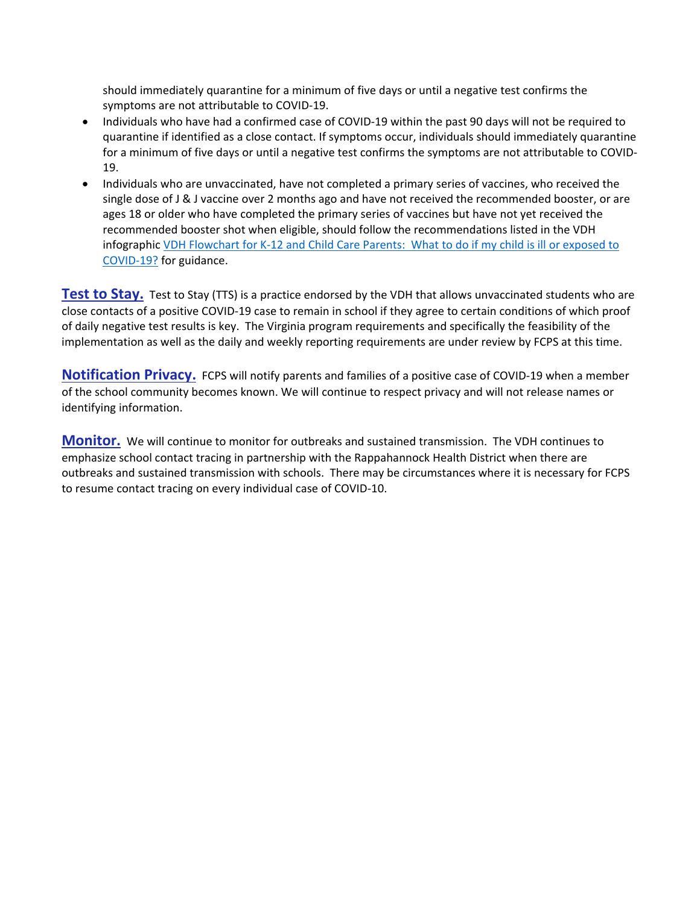should immediately quarantine for a minimum of five days or until a negative test confirms the symptoms are not attributable to COVID-19.

- Individuals who have had a confirmed case of COVID-19 within the past 90 days will not be required to quarantine if identified as a close contact. If symptoms occur, individuals should immediately quarantine for a minimum of five days or until a negative test confirms the symptoms are not attributable to COVID-19.
- Individuals who are unvaccinated, have not completed a primary series of vaccines, who received the single dose of J & J vaccine over 2 months ago and have not received the recommended booster, or are ages 18 or older who have completed the primary series of vaccines but have not yet received the recommended booster shot when eligible, should follow the recommendations listed in the VDH infographic [VDH Flowchart for K-12 and Child Care Parents: What to do if my child is ill or exposed to COVID-19?]() for guidance.

**Test to Stay.** Test to Stay (TTS) is a practice endorsed by the VDH that allows unvaccinated students who are close contacts of a positive COVID-19 case to remain in school if they agree to certain conditions of which proof of daily negative test results is key. The Virginia program requirements and specifically the feasibility of the implementation as well as the daily and weekly reporting requirements are under review by FCPS at this time.

**Notification Privacy.** FCPS will notify parents and families of a positive case of COVID-19 when a member of the school community becomes known. We will continue to respect privacy and will not release names or identifying information.

**Monitor.** We will continue to monitor for outbreaks and sustained transmission. The VDH continues to emphasize school contact tracing in partnership with the Rappahannock Health District when there are outbreaks and sustained transmission with schools. There may be circumstances where it is necessary for FCPS to resume contact tracing on every individual case of COVID-10.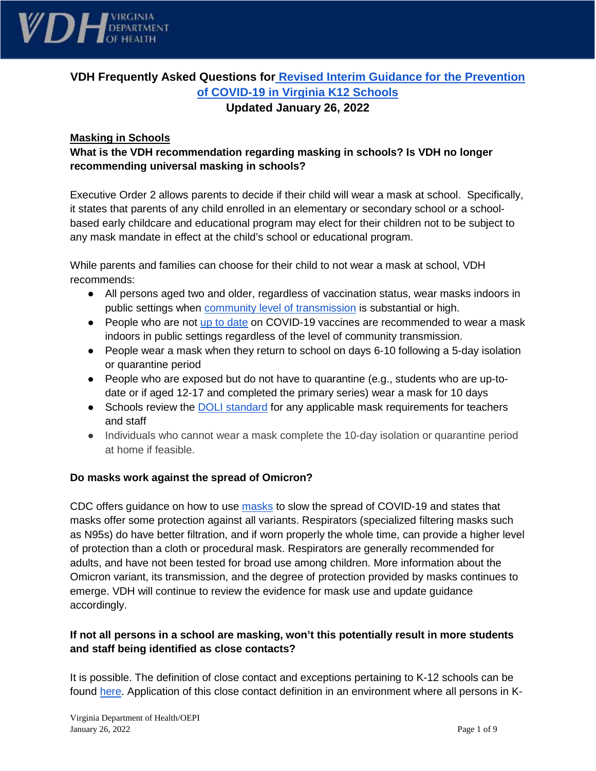VDH Virginia Department of Health

## VDH Frequently Asked Questions for [Revised Interim Guidance for the Prevention of COVID-19 in Virginia K12 Schools]
**Updated January 26, 2022**

### Masking in Schools

**What is the VDH recommendation regarding masking in schools? Is VDH no longer recommending universal masking in schools?**

Executive Order 2 allows parents to decide if their child will wear a mask at school. Specifically, it states that parents of any child enrolled in an elementary or secondary school or a school-based early childcare and educational program may elect for their children not to be subject to any mask mandate in effect at the child's school or educational program.

While parents and families can choose for their child to not wear a mask at school, VDH recommends:

- All persons aged two and older, regardless of vaccination status, wear masks indoors in public settings when community level of transmission is substantial or high.
- People who are not up to date on COVID-19 vaccines are recommended to wear a mask indoors in public settings regardless of the level of community transmission.
- People wear a mask when they return to school on days 6-10 following a 5-day isolation or quarantine period
- People who are exposed but do not have to quarantine (e.g., students who are up-to-date or if aged 12-17 and completed the primary series) wear a mask for 10 days
- Schools review the DOLI standard for any applicable mask requirements for teachers and staff
- Individuals who cannot wear a mask complete the 10-day isolation or quarantine period at home if feasible.

**Do masks work against the spread of Omicron?**

CDC offers guidance on how to use masks to slow the spread of COVID-19 and states that masks offer some protection against all variants. Respirators (specialized filtering masks such as N95s) do have better filtration, and if worn properly the whole time, can provide a higher level of protection than a cloth or procedural mask. Respirators are generally recommended for adults, and have not been tested for broad use among children. More information about the Omicron variant, its transmission, and the degree of protection provided by masks continues to emerge. VDH will continue to review the evidence for mask use and update guidance accordingly.

**If not all persons in a school are masking, won't this potentially result in more students and staff being identified as close contacts?**

It is possible. The definition of close contact and exceptions pertaining to K-12 schools can be found here. Application of this close contact definition in an environment where all persons in K-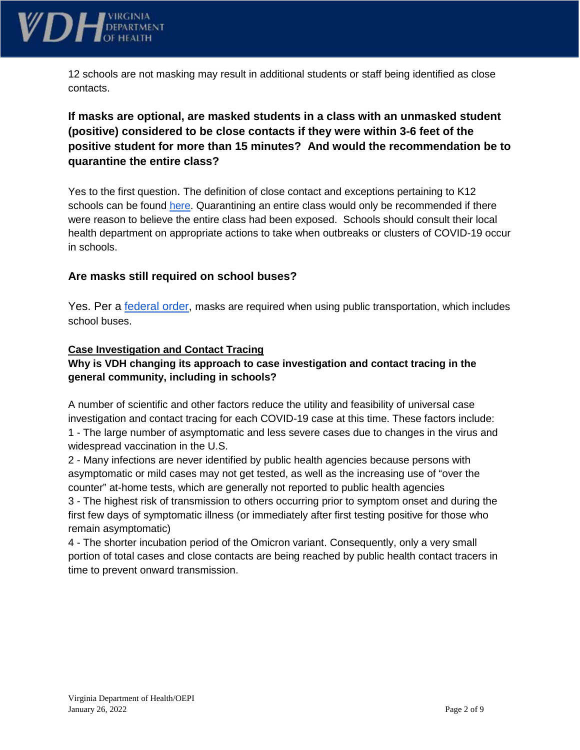12 schools are not masking may result in additional students or staff being identified as close contacts.

### If masks are optional, are masked students in a class with an unmasked student (positive) considered to be close contacts if they were within 3-6 feet of the positive student for more than 15 minutes? And would the recommendation be to quarantine the entire class?

Yes to the first question. The definition of close contact and exceptions pertaining to K12 schools can be found [here](). Quarantining an entire class would only be recommended if there were reason to believe the entire class had been exposed. Schools should consult their local health department on appropriate actions to take when outbreaks or clusters of COVID-19 occur in schools.

### Are masks still required on school buses?

Yes. Per a [federal order](), masks are required when using public transportation, which includes school buses.

## Case Investigation and Contact Tracing

### Why is VDH changing its approach to case investigation and contact tracing in the general community, including in schools?

A number of scientific and other factors reduce the utility and feasibility of universal case investigation and contact tracing for each COVID-19 case at this time. These factors include:

1 - The large number of asymptomatic and less severe cases due to changes in the virus and widespread vaccination in the U.S.

2 - Many infections are never identified by public health agencies because persons with asymptomatic or mild cases may not get tested, as well as the increasing use of "over the counter" at-home tests, which are generally not reported to public health agencies

3 - The highest risk of transmission to others occurring prior to symptom onset and during the first few days of symptomatic illness (or immediately after first testing positive for those who remain asymptomatic)

4 - The shorter incubation period of the Omicron variant. Consequently, only a very small portion of total cases and close contacts are being reached by public health contact tracers in time to prevent onward transmission.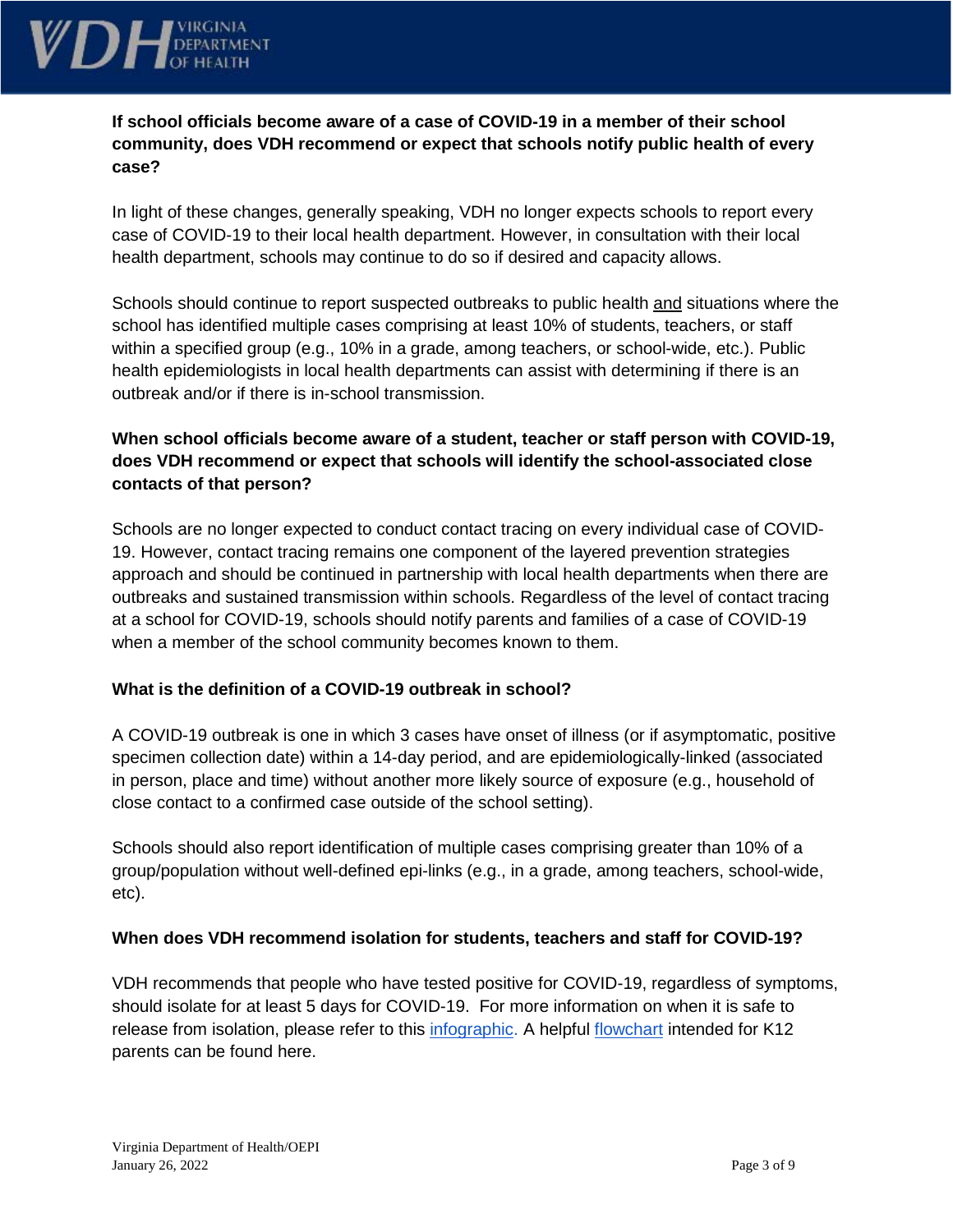**If school officials become aware of a case of COVID-19 in a member of their school community, does VDH recommend or expect that schools notify public health of every case?**

In light of these changes, generally speaking, VDH no longer expects schools to report every case of COVID-19 to their local health department. However, in consultation with their local health department, schools may continue to do so if desired and capacity allows.

Schools should continue to report suspected outbreaks to public health <u>and</u> situations where the school has identified multiple cases comprising at least 10% of students, teachers, or staff within a specified group (e.g., 10% in a grade, among teachers, or school-wide, etc.). Public health epidemiologists in local health departments can assist with determining if there is an outbreak and/or if there is in-school transmission.

**When school officials become aware of a student, teacher or staff person with COVID-19, does VDH recommend or expect that schools will identify the school-associated close contacts of that person?**

Schools are no longer expected to conduct contact tracing on every individual case of COVID-19. However, contact tracing remains one component of the layered prevention strategies approach and should be continued in partnership with local health departments when there are outbreaks and sustained transmission within schools. Regardless of the level of contact tracing at a school for COVID-19, schools should notify parents and families of a case of COVID-19 when a member of the school community becomes known to them.

**What is the definition of a COVID-19 outbreak in school?**

A COVID-19 outbreak is one in which 3 cases have onset of illness (or if asymptomatic, positive specimen collection date) within a 14-day period, and are epidemiologically-linked (associated in person, place and time) without another more likely source of exposure (e.g., household of close contact to a confirmed case outside of the school setting).

Schools should also report identification of multiple cases comprising greater than 10% of a group/population without well-defined epi-links (e.g., in a grade, among teachers, school-wide, etc).

**When does VDH recommend isolation for students, teachers and staff for COVID-19?**

VDH recommends that people who have tested positive for COVID-19, regardless of symptoms, should isolate for at least 5 days for COVID-19. For more information on when it is safe to release from isolation, please refer to this infographic. A helpful flowchart intended for K12 parents can be found here.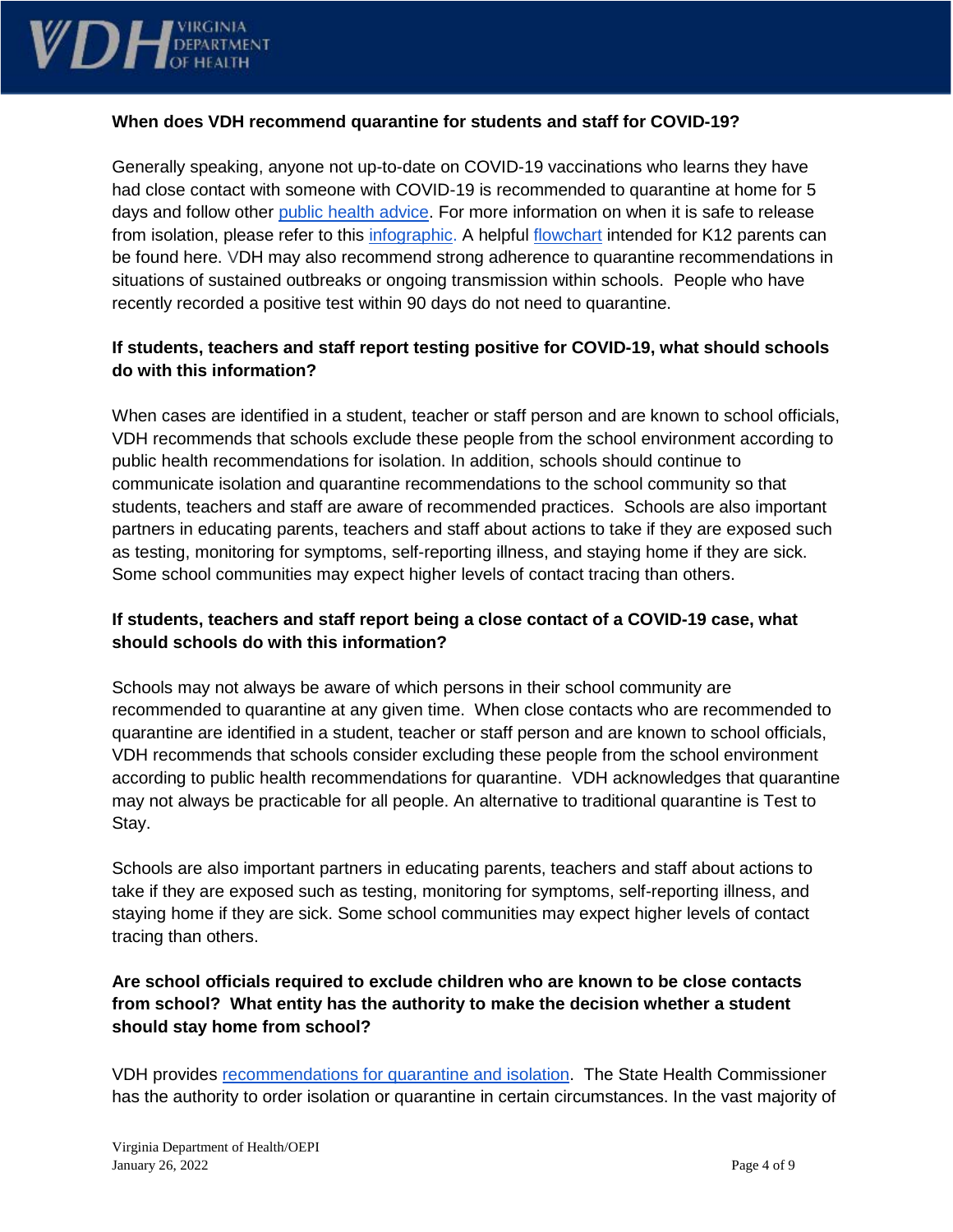**When does VDH recommend quarantine for students and staff for COVID-19?**

Generally speaking, anyone not up-to-date on COVID-19 vaccinations who learns they have had close contact with someone with COVID-19 is recommended to quarantine at home for 5 days and follow other public health advice. For more information on when it is safe to release from isolation, please refer to this infographic. A helpful flowchart intended for K12 parents can be found here. VDH may also recommend strong adherence to quarantine recommendations in situations of sustained outbreaks or ongoing transmission within schools. People who have recently recorded a positive test within 90 days do not need to quarantine.

**If students, teachers and staff report testing positive for COVID-19, what should schools do with this information?**

When cases are identified in a student, teacher or staff person and are known to school officials, VDH recommends that schools exclude these people from the school environment according to public health recommendations for isolation. In addition, schools should continue to communicate isolation and quarantine recommendations to the school community so that students, teachers and staff are aware of recommended practices. Schools are also important partners in educating parents, teachers and staff about actions to take if they are exposed such as testing, monitoring for symptoms, self-reporting illness, and staying home if they are sick. Some school communities may expect higher levels of contact tracing than others.

**If students, teachers and staff report being a close contact of a COVID-19 case, what should schools do with this information?**

Schools may not always be aware of which persons in their school community are recommended to quarantine at any given time. When close contacts who are recommended to quarantine are identified in a student, teacher or staff person and are known to school officials, VDH recommends that schools consider excluding these people from the school environment according to public health recommendations for quarantine. VDH acknowledges that quarantine may not always be practicable for all people. An alternative to traditional quarantine is Test to Stay.

Schools are also important partners in educating parents, teachers and staff about actions to take if they are exposed such as testing, monitoring for symptoms, self-reporting illness, and staying home if they are sick. Some school communities may expect higher levels of contact tracing than others.

**Are school officials required to exclude children who are known to be close contacts from school? What entity has the authority to make the decision whether a student should stay home from school?**

VDH provides recommendations for quarantine and isolation. The State Health Commissioner has the authority to order isolation or quarantine in certain circumstances. In the vast majority of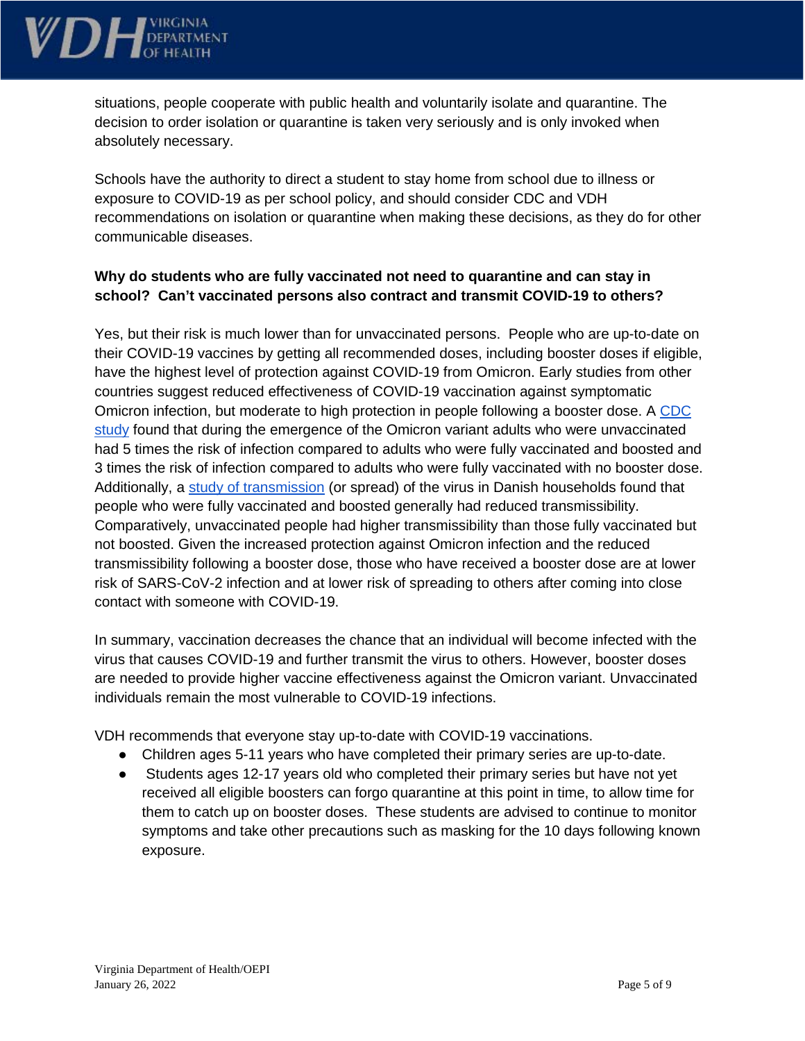situations, people cooperate with public health and voluntarily isolate and quarantine. The decision to order isolation or quarantine is taken very seriously and is only invoked when absolutely necessary.

Schools have the authority to direct a student to stay home from school due to illness or exposure to COVID-19 as per school policy, and should consider CDC and VDH recommendations on isolation or quarantine when making these decisions, as they do for other communicable diseases.

**Why do students who are fully vaccinated not need to quarantine and can stay in school? Can't vaccinated persons also contract and transmit COVID-19 to others?**

Yes, but their risk is much lower than for unvaccinated persons. People who are up-to-date on their COVID-19 vaccines by getting all recommended doses, including booster doses if eligible, have the highest level of protection against COVID-19 from Omicron. Early studies from other countries suggest reduced effectiveness of COVID-19 vaccination against symptomatic Omicron infection, but moderate to high protection in people following a booster dose. A CDC study found that during the emergence of the Omicron variant adults who were unvaccinated had 5 times the risk of infection compared to adults who were fully vaccinated and boosted and 3 times the risk of infection compared to adults who were fully vaccinated with no booster dose. Additionally, a study of transmission (or spread) of the virus in Danish households found that people who were fully vaccinated and boosted generally had reduced transmissibility. Comparatively, unvaccinated people had higher transmissibility than those fully vaccinated but not boosted. Given the increased protection against Omicron infection and the reduced transmissibility following a booster dose, those who have received a booster dose are at lower risk of SARS-CoV-2 infection and at lower risk of spreading to others after coming into close contact with someone with COVID-19.

In summary, vaccination decreases the chance that an individual will become infected with the virus that causes COVID-19 and further transmit the virus to others. However, booster doses are needed to provide higher vaccine effectiveness against the Omicron variant. Unvaccinated individuals remain the most vulnerable to COVID-19 infections.

VDH recommends that everyone stay up-to-date with COVID-19 vaccinations.

- Children ages 5-11 years who have completed their primary series are up-to-date.
- Students ages 12-17 years old who completed their primary series but have not yet received all eligible boosters can forgo quarantine at this point in time, to allow time for them to catch up on booster doses. These students are advised to continue to monitor symptoms and take other precautions such as masking for the 10 days following known exposure.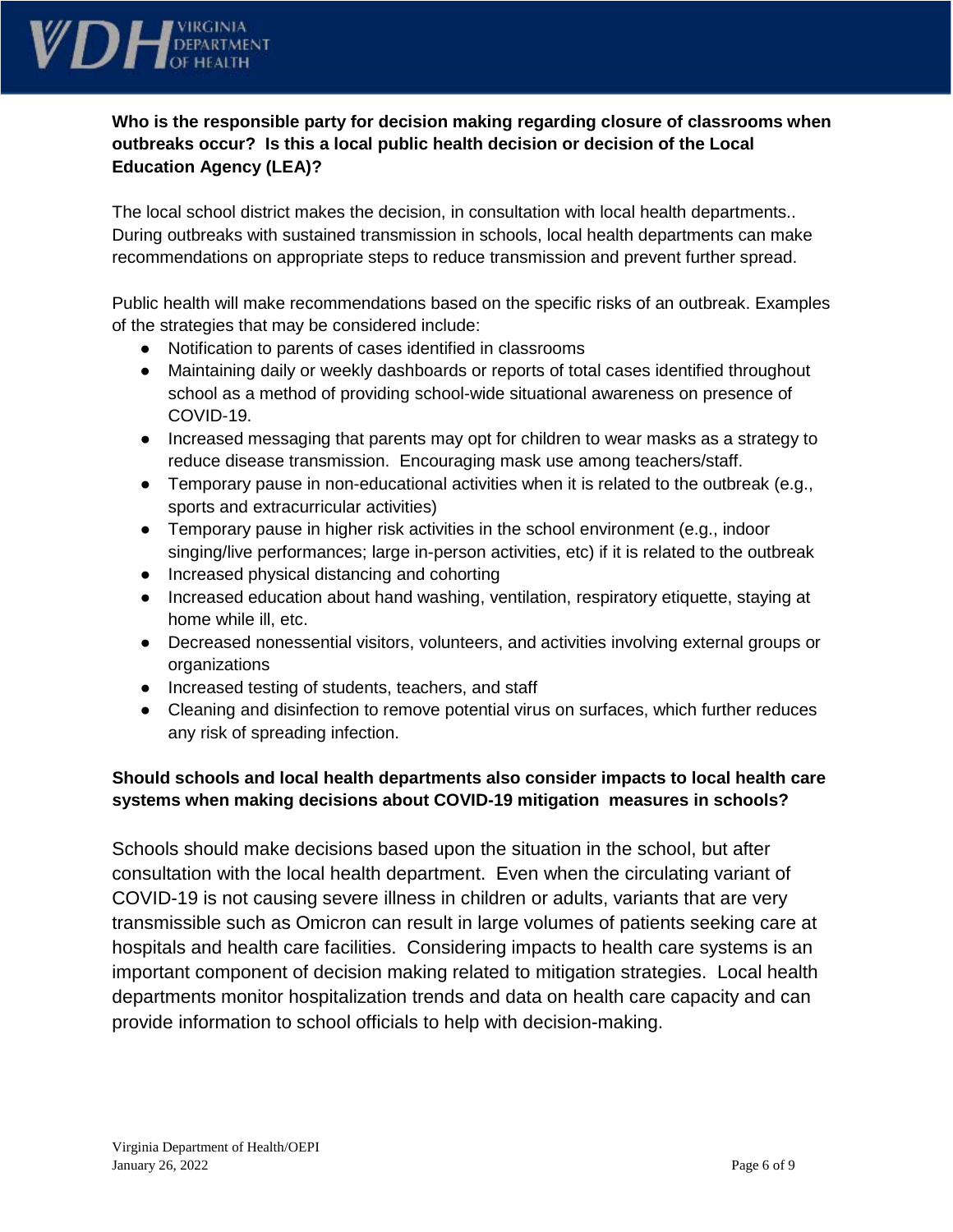**Who is the responsible party for decision making regarding closure of classrooms when outbreaks occur? Is this a local public health decision or decision of the Local Education Agency (LEA)?**

The local school district makes the decision, in consultation with local health departments.. During outbreaks with sustained transmission in schools, local health departments can make recommendations on appropriate steps to reduce transmission and prevent further spread.

Public health will make recommendations based on the specific risks of an outbreak. Examples of the strategies that may be considered include:

- Notification to parents of cases identified in classrooms
- Maintaining daily or weekly dashboards or reports of total cases identified throughout school as a method of providing school-wide situational awareness on presence of COVID-19.
- Increased messaging that parents may opt for children to wear masks as a strategy to reduce disease transmission. Encouraging mask use among teachers/staff.
- Temporary pause in non-educational activities when it is related to the outbreak (e.g., sports and extracurricular activities)
- Temporary pause in higher risk activities in the school environment (e.g., indoor singing/live performances; large in-person activities, etc) if it is related to the outbreak
- Increased physical distancing and cohorting
- Increased education about hand washing, ventilation, respiratory etiquette, staying at home while ill, etc.
- Decreased nonessential visitors, volunteers, and activities involving external groups or organizations
- Increased testing of students, teachers, and staff
- Cleaning and disinfection to remove potential virus on surfaces, which further reduces any risk of spreading infection.

**Should schools and local health departments also consider impacts to local health care systems when making decisions about COVID-19 mitigation measures in schools?**

Schools should make decisions based upon the situation in the school, but after consultation with the local health department. Even when the circulating variant of COVID-19 is not causing severe illness in children or adults, variants that are very transmissible such as Omicron can result in large volumes of patients seeking care at hospitals and health care facilities. Considering impacts to health care systems is an important component of decision making related to mitigation strategies. Local health departments monitor hospitalization trends and data on health care capacity and can provide information to school officials to help with decision-making.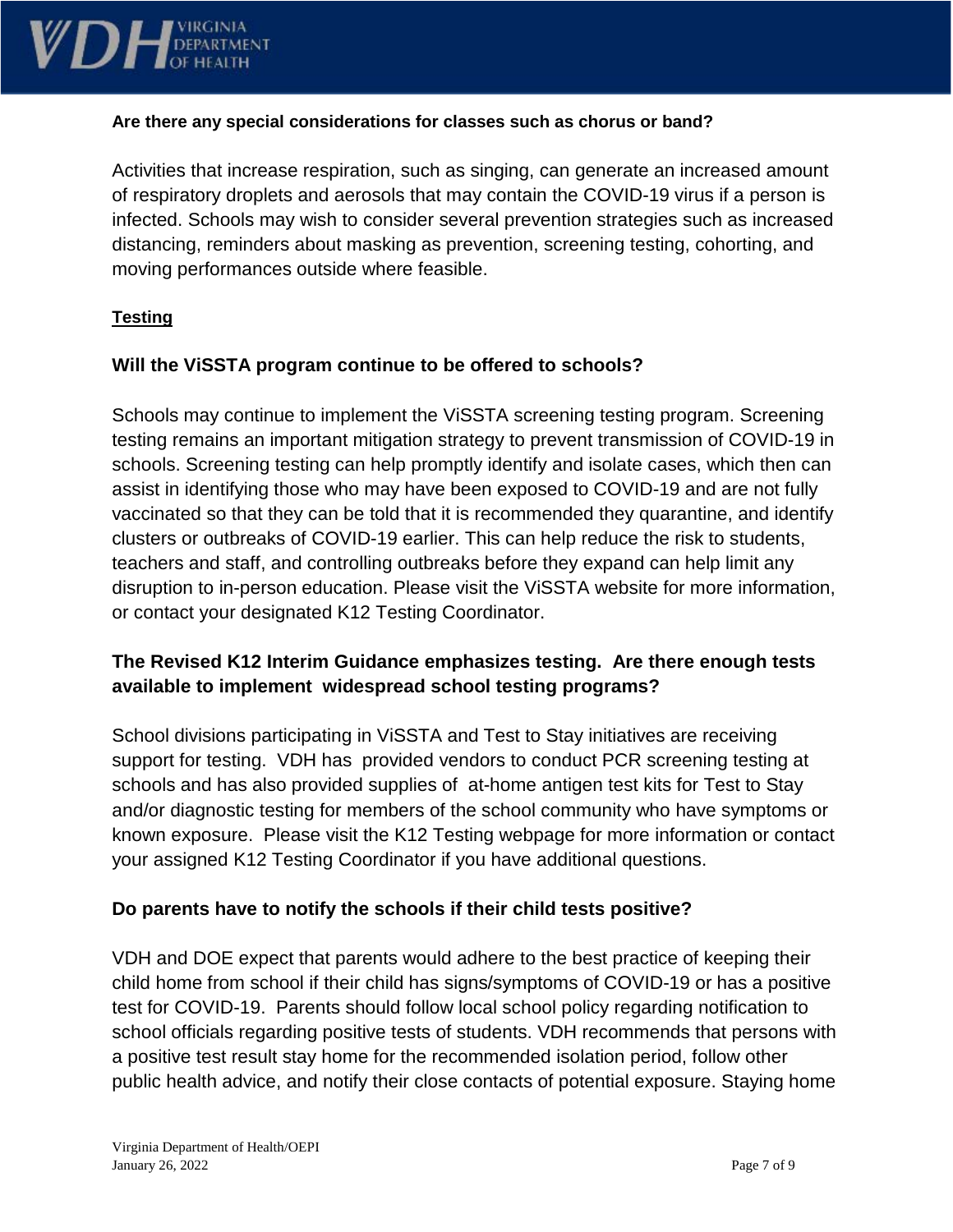**Are there any special considerations for classes such as chorus or band?**

Activities that increase respiration, such as singing, can generate an increased amount of respiratory droplets and aerosols that may contain the COVID-19 virus if a person is infected. Schools may wish to consider several prevention strategies such as increased distancing, reminders about masking as prevention, screening testing, cohorting, and moving performances outside where feasible.

## Testing

### Will the ViSSTA program continue to be offered to schools?

Schools may continue to implement the ViSSTA screening testing program. Screening testing remains an important mitigation strategy to prevent transmission of COVID-19 in schools. Screening testing can help promptly identify and isolate cases, which then can assist in identifying those who may have been exposed to COVID-19 and are not fully vaccinated so that they can be told that it is recommended they quarantine, and identify clusters or outbreaks of COVID-19 earlier. This can help reduce the risk to students, teachers and staff, and controlling outbreaks before they expand can help limit any disruption to in-person education. Please visit the ViSSTA website for more information, or contact your designated K12 Testing Coordinator.

### The Revised K12 Interim Guidance emphasizes testing. Are there enough tests available to implement widespread school testing programs?

School divisions participating in ViSSTA and Test to Stay initiatives are receiving support for testing. VDH has provided vendors to conduct PCR screening testing at schools and has also provided supplies of at-home antigen test kits for Test to Stay and/or diagnostic testing for members of the school community who have symptoms or known exposure. Please visit the K12 Testing webpage for more information or contact your assigned K12 Testing Coordinator if you have additional questions.

### Do parents have to notify the schools if their child tests positive?

VDH and DOE expect that parents would adhere to the best practice of keeping their child home from school if their child has signs/symptoms of COVID-19 or has a positive test for COVID-19. Parents should follow local school policy regarding notification to school officials regarding positive tests of students. VDH recommends that persons with a positive test result stay home for the recommended isolation period, follow other public health advice, and notify their close contacts of potential exposure. Staying home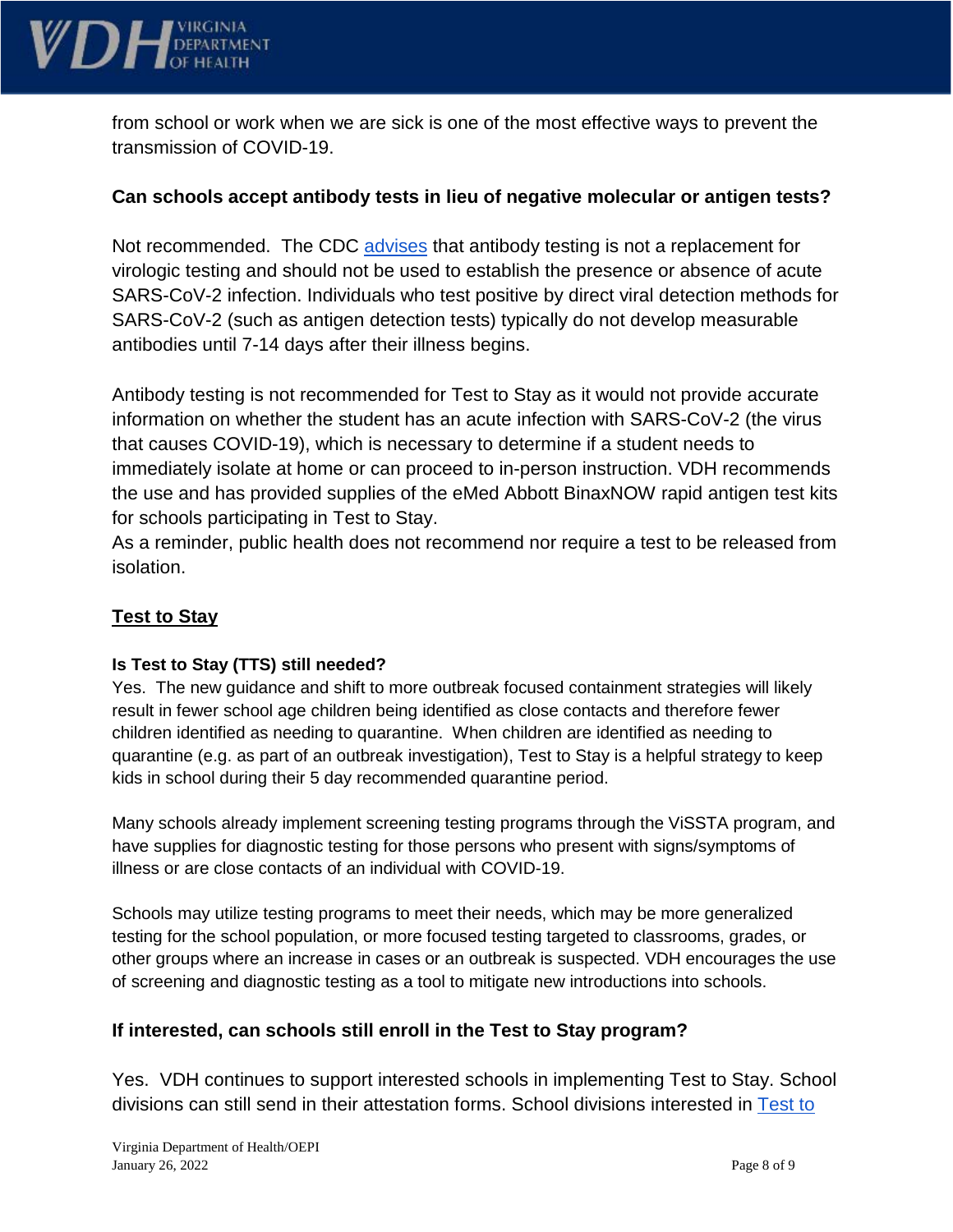from school or work when we are sick is one of the most effective ways to prevent the transmission of COVID-19.

### Can schools accept antibody tests in lieu of negative molecular or antigen tests?

Not recommended. The CDC [advises](#) that antibody testing is not a replacement for virologic testing and should not be used to establish the presence or absence of acute SARS-CoV-2 infection. Individuals who test positive by direct viral detection methods for SARS-CoV-2 (such as antigen detection tests) typically do not develop measurable antibodies until 7-14 days after their illness begins.

Antibody testing is not recommended for Test to Stay as it would not provide accurate information on whether the student has an acute infection with SARS-CoV-2 (the virus that causes COVID-19), which is necessary to determine if a student needs to immediately isolate at home or can proceed to in-person instruction. VDH recommends the use and has provided supplies of the eMed Abbott BinaxNOW rapid antigen test kits for schools participating in Test to Stay.
As a reminder, public health does not recommend nor require a test to be released from isolation.

## Test to Stay

#### Is Test to Stay (TTS) still needed?

Yes. The new guidance and shift to more outbreak focused containment strategies will likely result in fewer school age children being identified as close contacts and therefore fewer children identified as needing to quarantine. When children are identified as needing to quarantine (e.g. as part of an outbreak investigation), Test to Stay is a helpful strategy to keep kids in school during their 5 day recommended quarantine period.

Many schools already implement screening testing programs through the ViSSTA program, and have supplies for diagnostic testing for those persons who present with signs/symptoms of illness or are close contacts of an individual with COVID-19.

Schools may utilize testing programs to meet their needs, which may be more generalized testing for the school population, or more focused testing targeted to classrooms, grades, or other groups where an increase in cases or an outbreak is suspected. VDH encourages the use of screening and diagnostic testing as a tool to mitigate new introductions into schools.

### If interested, can schools still enroll in the Test to Stay program?

Yes. VDH continues to support interested schools in implementing Test to Stay. School divisions can still send in their attestation forms. School divisions interested in Test to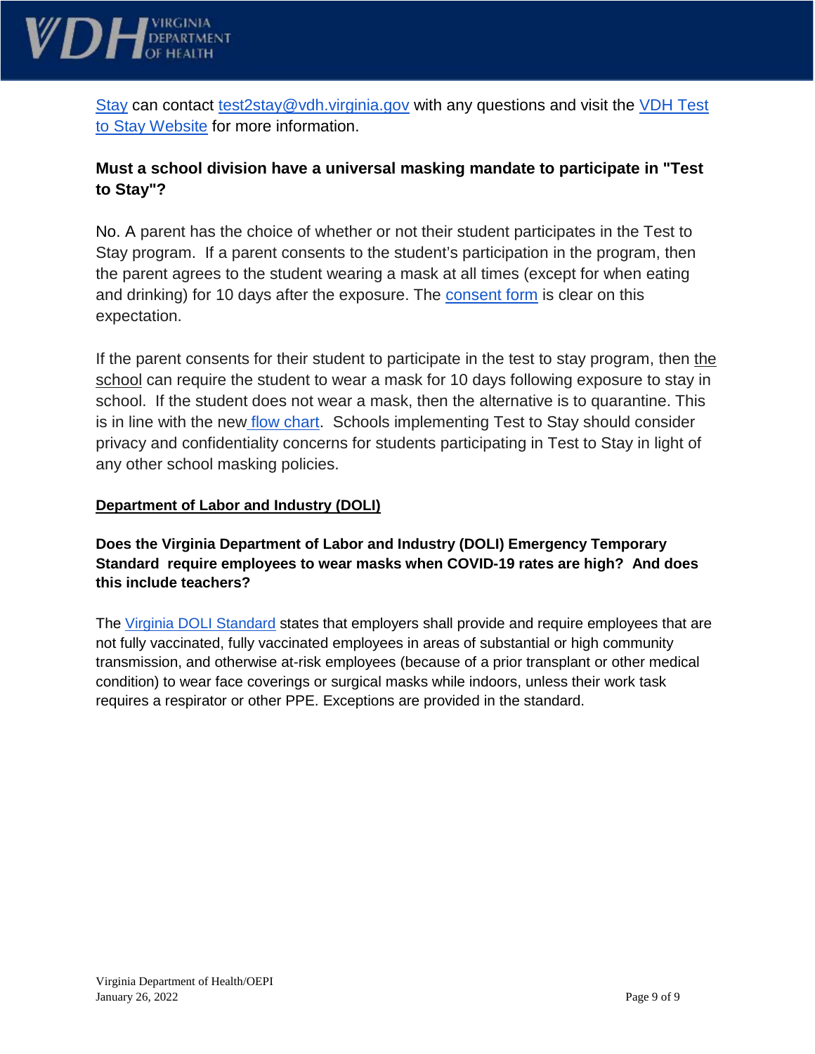Stay can contact test2stay@vdh.virginia.gov with any questions and visit the VDH Test to Stay Website for more information.

**Must a school division have a universal masking mandate to participate in "Test to Stay"?**

No. A parent has the choice of whether or not their student participates in the Test to Stay program. If a parent consents to the student's participation in the program, then the parent agrees to the student wearing a mask at all times (except for when eating and drinking) for 10 days after the exposure. The consent form is clear on this expectation.

If the parent consents for their student to participate in the test to stay program, then the school can require the student to wear a mask for 10 days following exposure to stay in school. If the student does not wear a mask, then the alternative is to quarantine. This is in line with the new flow chart. Schools implementing Test to Stay should consider privacy and confidentiality concerns for students participating in Test to Stay in light of any other school masking policies.

## Department of Labor and Industry (DOLI)

**Does the Virginia Department of Labor and Industry (DOLI) Emergency Temporary Standard require employees to wear masks when COVID-19 rates are high? And does this include teachers?**

The Virginia DOLI Standard states that employers shall provide and require employees that are not fully vaccinated, fully vaccinated employees in areas of substantial or high community transmission, and otherwise at-risk employees (because of a prior transplant or other medical condition) to wear face coverings or surgical masks while indoors, unless their work task requires a respirator or other PPE. Exceptions are provided in the standard.